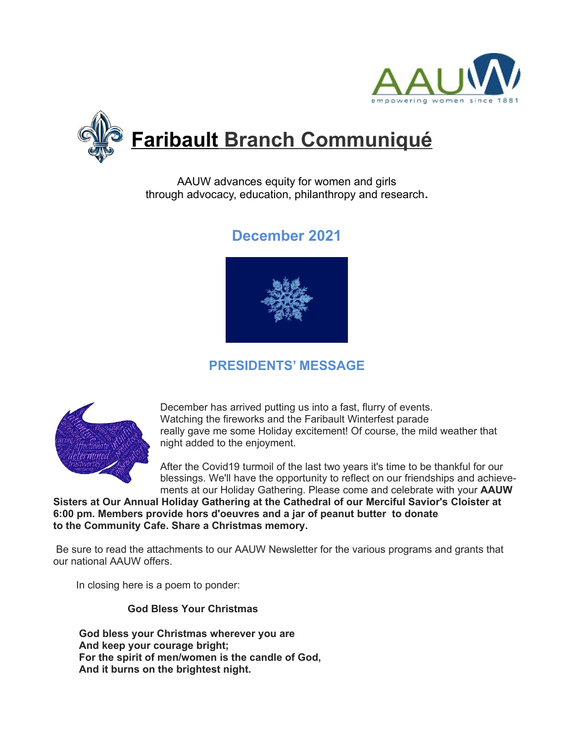# Faribault Branch Communiqué

AAUW advances equity for women and girls
through advocacy, education, philanthropy and research.

## December 2021

## PRESIDENTS' MESSAGE

December has arrived putting us into a fast, flurry of events. Watching the fireworks and the Faribault Winterfest parade really gave me some Holiday excitement! Of course, the mild weather that night added to the enjoyment.

After the Covid19 turmoil of the last two years it's time to be thankful for our blessings. We'll have the opportunity to reflect on our friendships and achievements at our Holiday Gathering. Please come and celebrate with your **AAUW Sisters at Our Annual Holiday Gathering at the Cathedral of our Merciful Savior's Cloister at 6:00 pm. Members provide hors d'oeuvres and a jar of peanut butter to donate to the Community Cafe. Share a Christmas memory.**

Be sure to read the attachments to our AAUW Newsletter for the various programs and grants that our national AAUW offers.

In closing here is a poem to ponder:

**God Bless Your Christmas**

**God bless your Christmas wherever you are**
**And keep your courage bright;**
**For the spirit of men/women is the candle of God,**
**And it burns on the brightest night.**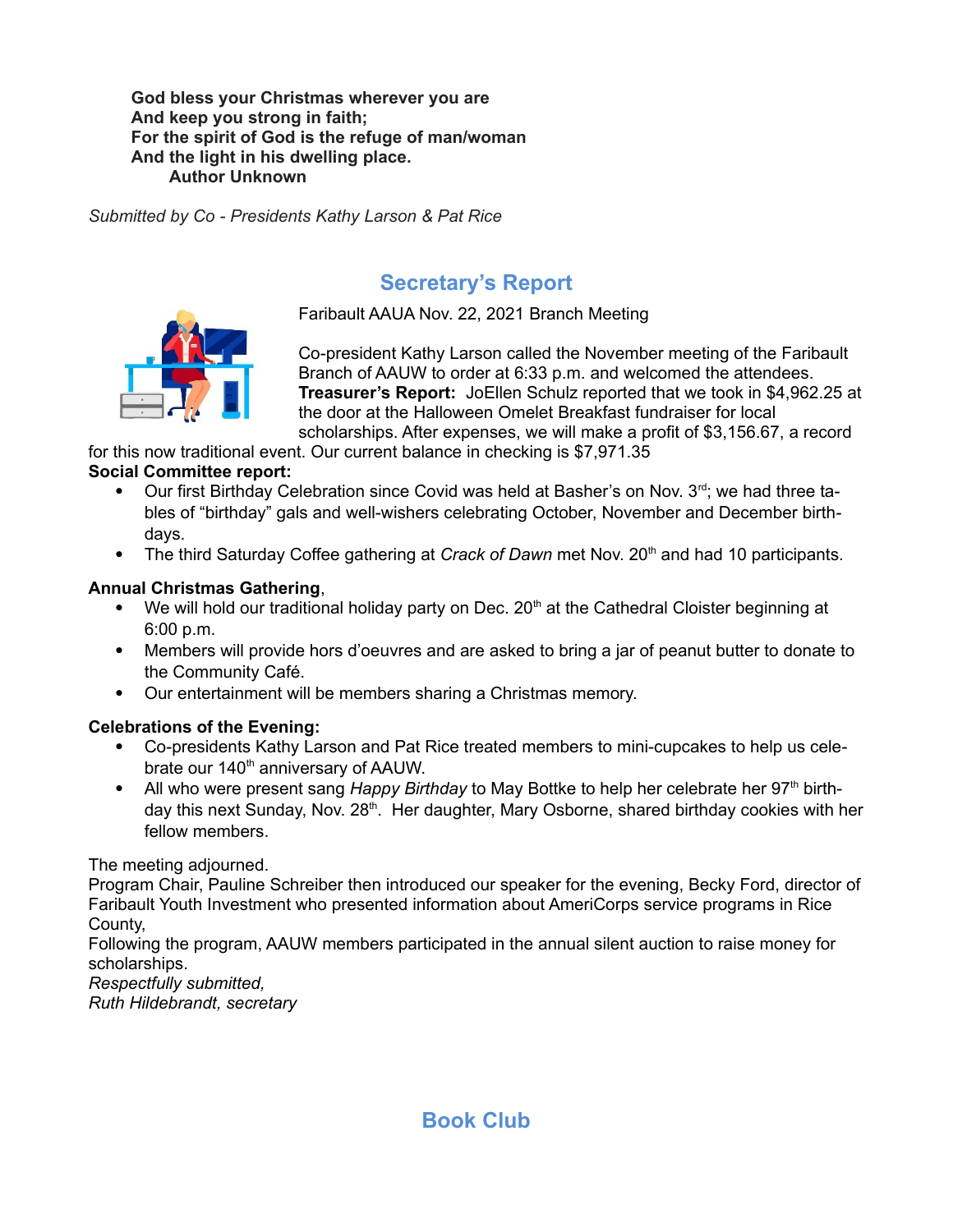**God bless your Christmas wherever you are**
**And keep you strong in faith;**
**For the spirit of God is the refuge of man/woman**
**And the light in his dwelling place.**
**Author Unknown**

*Submitted by Co - Presidents Kathy Larson & Pat Rice*

## Secretary's Report

Faribault AAUA Nov. 22, 2021 Branch Meeting

Co-president Kathy Larson called the November meeting of the Faribault Branch of AAUW to order at 6:33 p.m. and welcomed the attendees.
**Treasurer's Report:** JoEllen Schulz reported that we took in $4,962.25 at the door at the Halloween Omelet Breakfast fundraiser for local scholarships. After expenses, we will make a profit of $3,156.67, a record for this now traditional event. Our current balance in checking is $7,971.35
**Social Committee report:**

- Our first Birthday Celebration since Covid was held at Basher's on Nov. 3rd; we had three tables of "birthday" gals and well-wishers celebrating October, November and December birthdays.
- The third Saturday Coffee gathering at *Crack of Dawn* met Nov. 20th and had 10 participants.

**Annual Christmas Gathering**,

- We will hold our traditional holiday party on Dec. 20th at the Cathedral Cloister beginning at 6:00 p.m.
- Members will provide hors d'oeuvres and are asked to bring a jar of peanut butter to donate to the Community Café.
- Our entertainment will be members sharing a Christmas memory.

**Celebrations of the Evening:**

- Co-presidents Kathy Larson and Pat Rice treated members to mini-cupcakes to help us celebrate our 140th anniversary of AAUW.
- All who were present sang *Happy Birthday* to May Bottke to help her celebrate her 97th birthday this next Sunday, Nov. 28th. Her daughter, Mary Osborne, shared birthday cookies with her fellow members.

The meeting adjourned.
Program Chair, Pauline Schreiber then introduced our speaker for the evening, Becky Ford, director of Faribault Youth Investment who presented information about AmeriCorps service programs in Rice County,
Following the program, AAUW members participated in the annual silent auction to raise money for scholarships.
*Respectfully submitted,*
*Ruth Hildebrandt, secretary*

## Book Club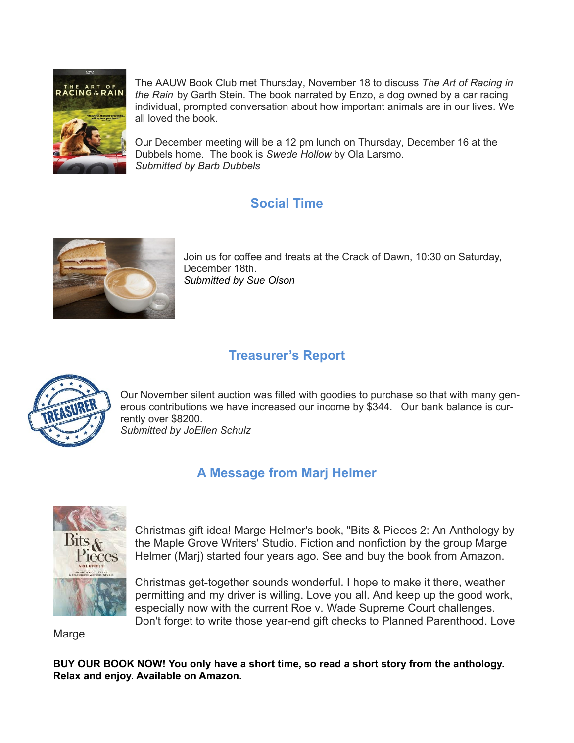The AAUW Book Club met Thursday, November 18 to discuss *The Art of Racing in the Rain* by Garth Stein. The book narrated by Enzo, a dog owned by a car racing individual, prompted conversation about how important animals are in our lives. We all loved the book.

Our December meeting will be a 12 pm lunch on Thursday, December 16 at the Dubbels home. The book is *Swede Hollow* by Ola Larsmo.
*Submitted by Barb Dubbels*

## Social Time

Join us for coffee and treats at the Crack of Dawn, 10:30 on Saturday, December 18th.
*Submitted by Sue Olson*

## Treasurer's Report

Our November silent auction was filled with goodies to purchase so that with many generous contributions we have increased our income by $344. Our bank balance is currently over $8200.
*Submitted by JoEllen Schulz*

## A Message from Marj Helmer

Christmas gift idea! Marge Helmer's book, "Bits & Pieces 2: An Anthology by the Maple Grove Writers' Studio. Fiction and nonfiction by the group Marge Helmer (Marj) started four years ago. See and buy the book from Amazon.

Christmas get-together sounds wonderful. I hope to make it there, weather permitting and my driver is willing. Love you all. And keep up the good work, especially now with the current Roe v. Wade Supreme Court challenges. Don't forget to write those year-end gift checks to Planned Parenthood. Love Marge

**BUY OUR BOOK NOW! You only have a short time, so read a short story from the anthology. Relax and enjoy. Available on Amazon.**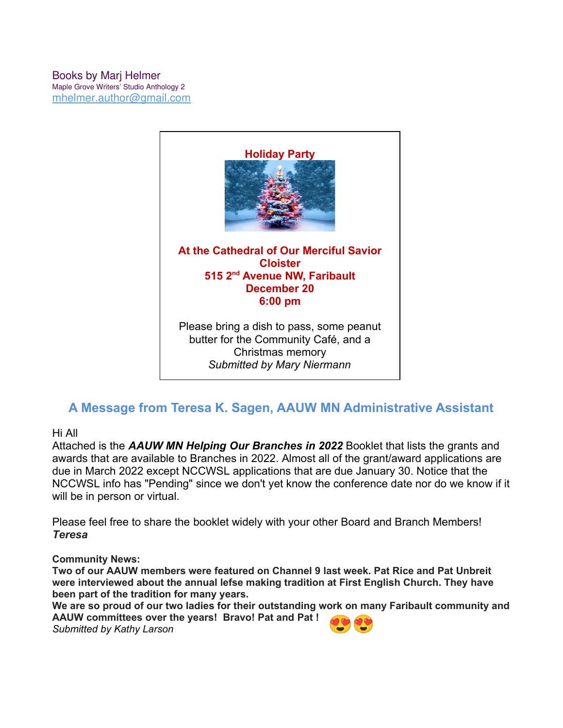Books by Marj Helmer
Maple Grove Writers' Studio Anthology 2
mhelmer.author@gmail.com

**Holiday Party**

**At the Cathedral of Our Merciful Savior Cloister**
**515 2nd Avenue NW, Faribault**
**December 20**
**6:00 pm**

Please bring a dish to pass, some peanut butter for the Community Café, and a Christmas memory
*Submitted by Mary Niermann*

## A Message from Teresa K. Sagen, AAUW MN Administrative Assistant

Hi All
Attached is the ***AAUW MN Helping Our Branches in 2022*** Booklet that lists the grants and awards that are available to Branches in 2022. Almost all of the grant/award applications are due in March 2022 except NCCWSL applications that are due January 30. Notice that the NCCWSL info has "Pending" since we don't yet know the conference date nor do we know if it will be in person or virtual.

Please feel free to share the booklet widely with your other Board and Branch Members!
***Teresa***

**Community News:**
**Two of our AAUW members were featured on Channel 9 last week. Pat Rice and Pat Unbreit were interviewed about the annual lefse making tradition at First English Church. They have been part of the tradition for many years.**
**We are so proud of our two ladies for their outstanding work on many Faribault community and AAUW committees over the years! Bravo! Pat and Pat !** 😍😍
*Submitted by Kathy Larson*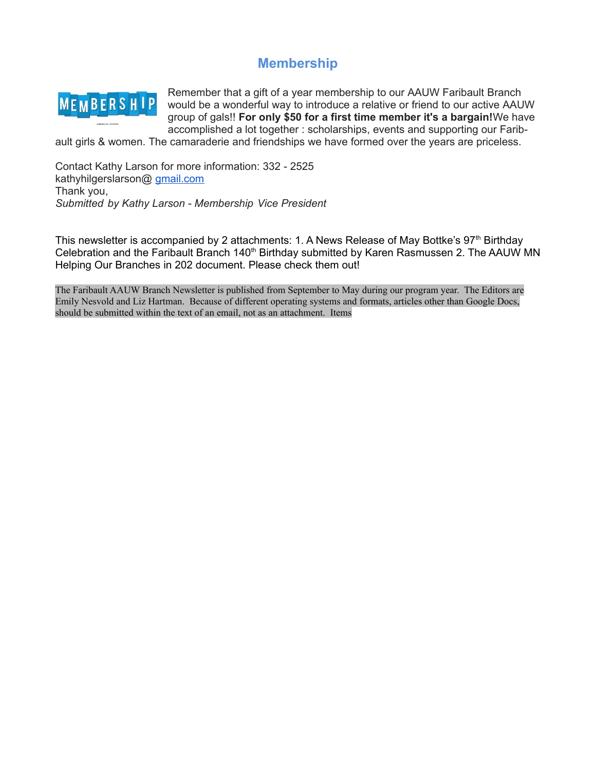## Membership

Remember that a gift of a year membership to our AAUW Faribault Branch would be a wonderful way to introduce a relative or friend to our active AAUW group of gals!! **For only $50 for a first time member it's a bargain!**We have accomplished a lot together : scholarships, events and supporting our Faribault girls & women. The camaraderie and friendships we have formed over the years are priceless.

Contact Kathy Larson for more information: 332 - 2525
kathyhilgerslarson@ gmail.com
Thank you,
*Submitted by Kathy Larson - Membership Vice President*

This newsletter is accompanied by 2 attachments: 1. A News Release of May Bottke's 97th Birthday Celebration and the Faribault Branch 140th Birthday submitted by Karen Rasmussen 2. The AAUW MN Helping Our Branches in 202 document. Please check them out!

The Faribault AAUW Branch Newsletter is published from September to May during our program year. The Editors are Emily Nesvold and Liz Hartman. Because of different operating systems and formats, articles other than Google Docs, should be submitted within the text of an email, not as an attachment. Items